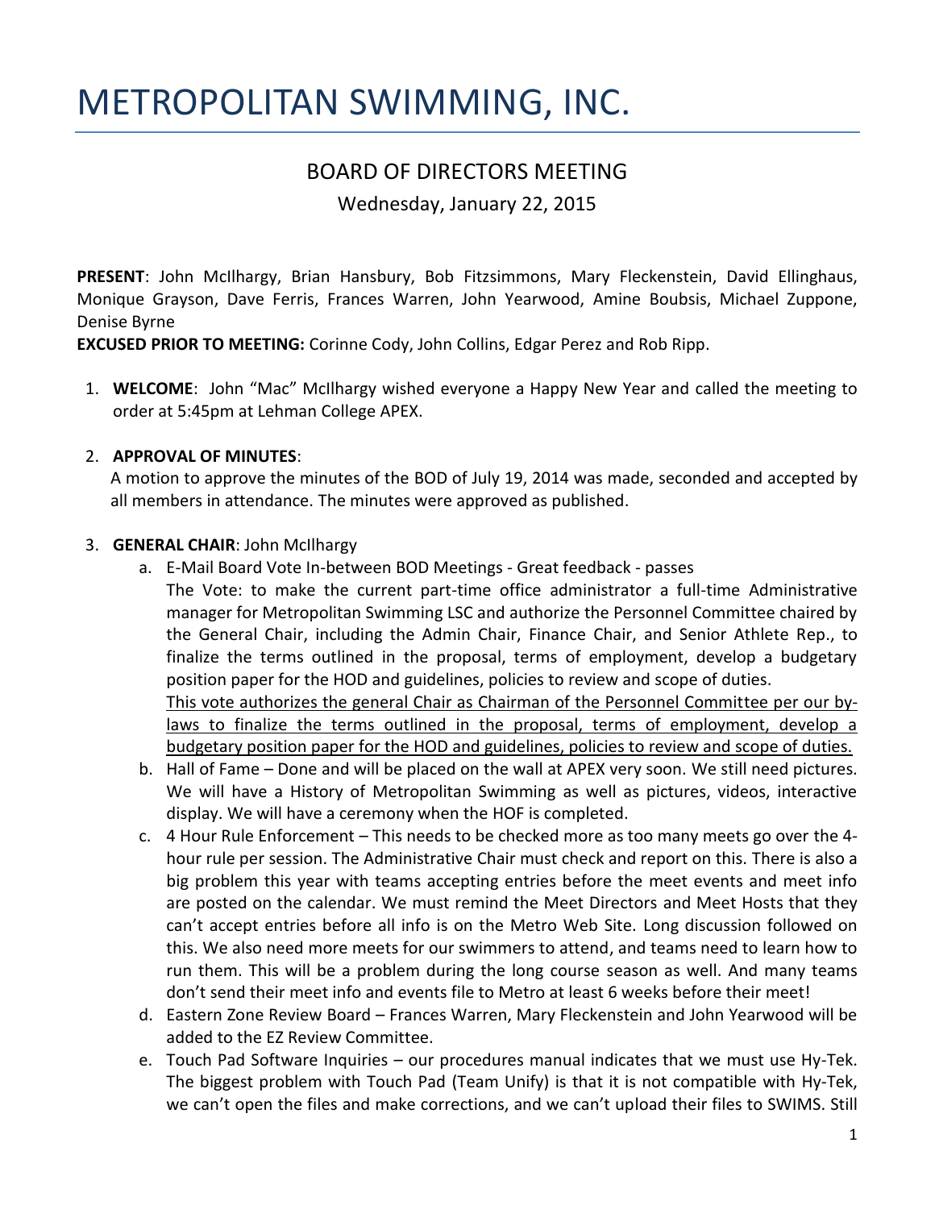# METROPOLITAN SWIMMING, INC.

## BOARD OF DIRECTORS MEETING

Wednesday, January 22, 2015

**PRESENT**: John McIlhargy, Brian Hansbury, Bob Fitzsimmons, Mary Fleckenstein, David Ellinghaus, Monique Grayson, Dave Ferris, Frances Warren, John Yearwood, Amine Boubsis, Michael Zuppone, Denise Byrne

**EXCUSED PRIOR TO MEETING:** Corinne Cody, John Collins, Edgar Perez and Rob Ripp.

1. **WELCOME**: John "Mac" McIlhargy wished everyone a Happy New Year and called the meeting to order at 5:45pm at Lehman College APEX.

2. **APPROVAL OF MINUTES**:
   A motion to approve the minutes of the BOD of July 19, 2014 was made, seconded and accepted by all members in attendance. The minutes were approved as published.

3. **GENERAL CHAIR**: John McIlhargy
   a. E-Mail Board Vote In-between BOD Meetings - Great feedback - passes
      The Vote: to make the current part-time office administrator a full-time Administrative manager for Metropolitan Swimming LSC and authorize the Personnel Committee chaired by the General Chair, including the Admin Chair, Finance Chair, and Senior Athlete Rep., to finalize the terms outlined in the proposal, terms of employment, develop a budgetary position paper for the HOD and guidelines, policies to review and scope of duties.
      <u>This vote authorizes the general Chair as Chairman of the Personnel Committee per our by-laws to finalize the terms outlined in the proposal, terms of employment, develop a budgetary position paper for the HOD and guidelines, policies to review and scope of duties.</u>
   b. Hall of Fame – Done and will be placed on the wall at APEX very soon. We still need pictures. We will have a History of Metropolitan Swimming as well as pictures, videos, interactive display. We will have a ceremony when the HOF is completed.
   c. 4 Hour Rule Enforcement – This needs to be checked more as too many meets go over the 4-hour rule per session. The Administrative Chair must check and report on this. There is also a big problem this year with teams accepting entries before the meet events and meet info are posted on the calendar. We must remind the Meet Directors and Meet Hosts that they can't accept entries before all info is on the Metro Web Site. Long discussion followed on this. We also need more meets for our swimmers to attend, and teams need to learn how to run them. This will be a problem during the long course season as well. And many teams don't send their meet info and events file to Metro at least 6 weeks before their meet!
   d. Eastern Zone Review Board – Frances Warren, Mary Fleckenstein and John Yearwood will be added to the EZ Review Committee.
   e. Touch Pad Software Inquiries – our procedures manual indicates that we must use Hy-Tek. The biggest problem with Touch Pad (Team Unify) is that it is not compatible with Hy-Tek, we can't open the files and make corrections, and we can't upload their files to SWIMS. Still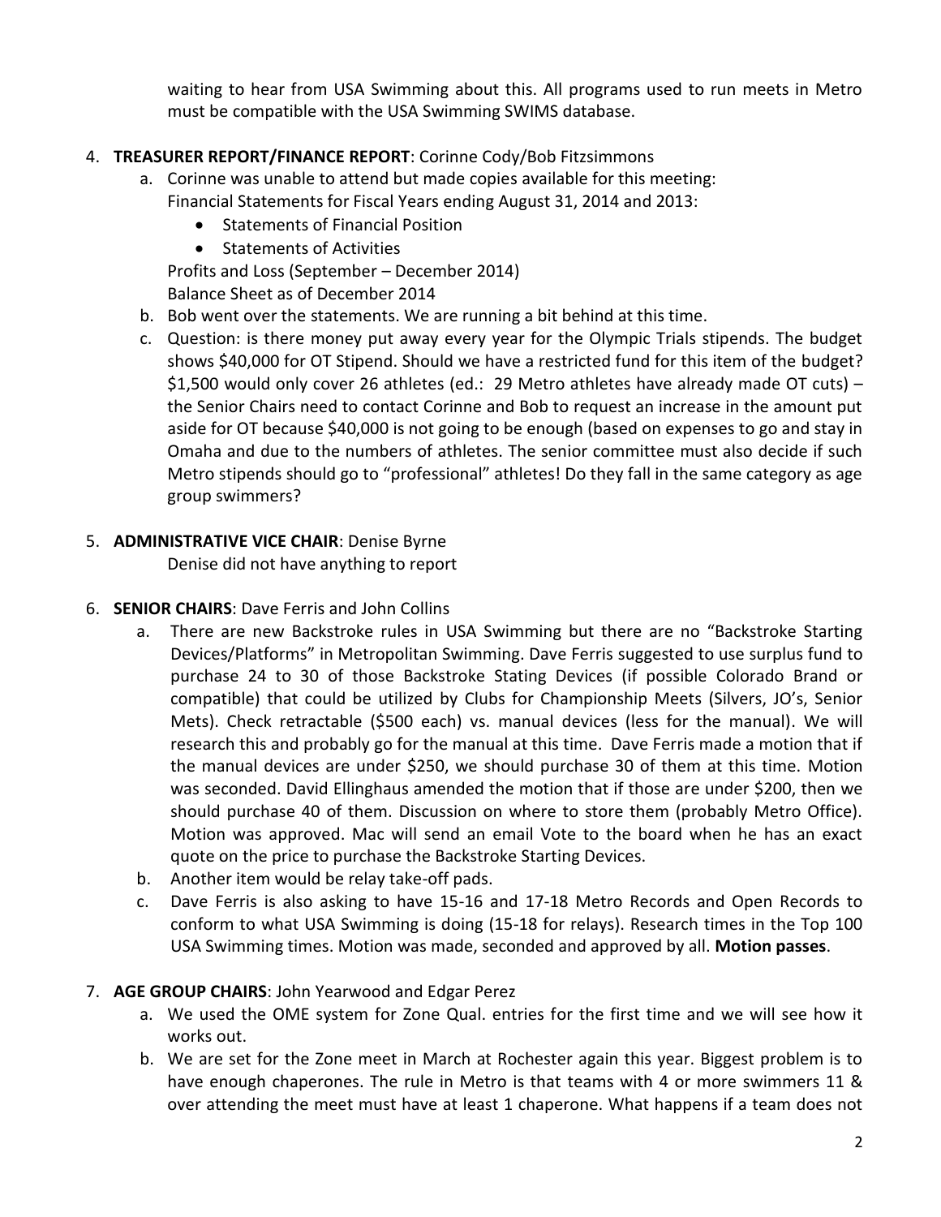waiting to hear from USA Swimming about this. All programs used to run meets in Metro must be compatible with the USA Swimming SWIMS database.

4. **TREASURER REPORT/FINANCE REPORT**: Corinne Cody/Bob Fitzsimmons
   a. Corinne was unable to attend but made copies available for this meeting:
      Financial Statements for Fiscal Years ending August 31, 2014 and 2013:
      - Statements of Financial Position
      - Statements of Activities

      Profits and Loss (September – December 2014)
      Balance Sheet as of December 2014
   b. Bob went over the statements. We are running a bit behind at this time.
   c. Question: is there money put away every year for the Olympic Trials stipends. The budget shows $40,000 for OT Stipend. Should we have a restricted fund for this item of the budget? $1,500 would only cover 26 athletes (ed.: 29 Metro athletes have already made OT cuts) – the Senior Chairs need to contact Corinne and Bob to request an increase in the amount put aside for OT because $40,000 is not going to be enough (based on expenses to go and stay in Omaha and due to the numbers of athletes. The senior committee must also decide if such Metro stipends should go to "professional" athletes! Do they fall in the same category as age group swimmers?

5. **ADMINISTRATIVE VICE CHAIR**: Denise Byrne
   Denise did not have anything to report

6. **SENIOR CHAIRS**: Dave Ferris and John Collins
   a. There are new Backstroke rules in USA Swimming but there are no "Backstroke Starting Devices/Platforms" in Metropolitan Swimming. Dave Ferris suggested to use surplus fund to purchase 24 to 30 of those Backstroke Stating Devices (if possible Colorado Brand or compatible) that could be utilized by Clubs for Championship Meets (Silvers, JO's, Senior Mets). Check retractable ($500 each) vs. manual devices (less for the manual). We will research this and probably go for the manual at this time. Dave Ferris made a motion that if the manual devices are under $250, we should purchase 30 of them at this time. Motion was seconded. David Ellinghaus amended the motion that if those are under $200, then we should purchase 40 of them. Discussion on where to store them (probably Metro Office). Motion was approved. Mac will send an email Vote to the board when he has an exact quote on the price to purchase the Backstroke Starting Devices.
   b. Another item would be relay take-off pads.
   c. Dave Ferris is also asking to have 15-16 and 17-18 Metro Records and Open Records to conform to what USA Swimming is doing (15-18 for relays). Research times in the Top 100 USA Swimming times. Motion was made, seconded and approved by all. **Motion passes**.

7. **AGE GROUP CHAIRS**: John Yearwood and Edgar Perez
   a. We used the OME system for Zone Qual. entries for the first time and we will see how it works out.
   b. We are set for the Zone meet in March at Rochester again this year. Biggest problem is to have enough chaperones. The rule in Metro is that teams with 4 or more swimmers 11 & over attending the meet must have at least 1 chaperone. What happens if a team does not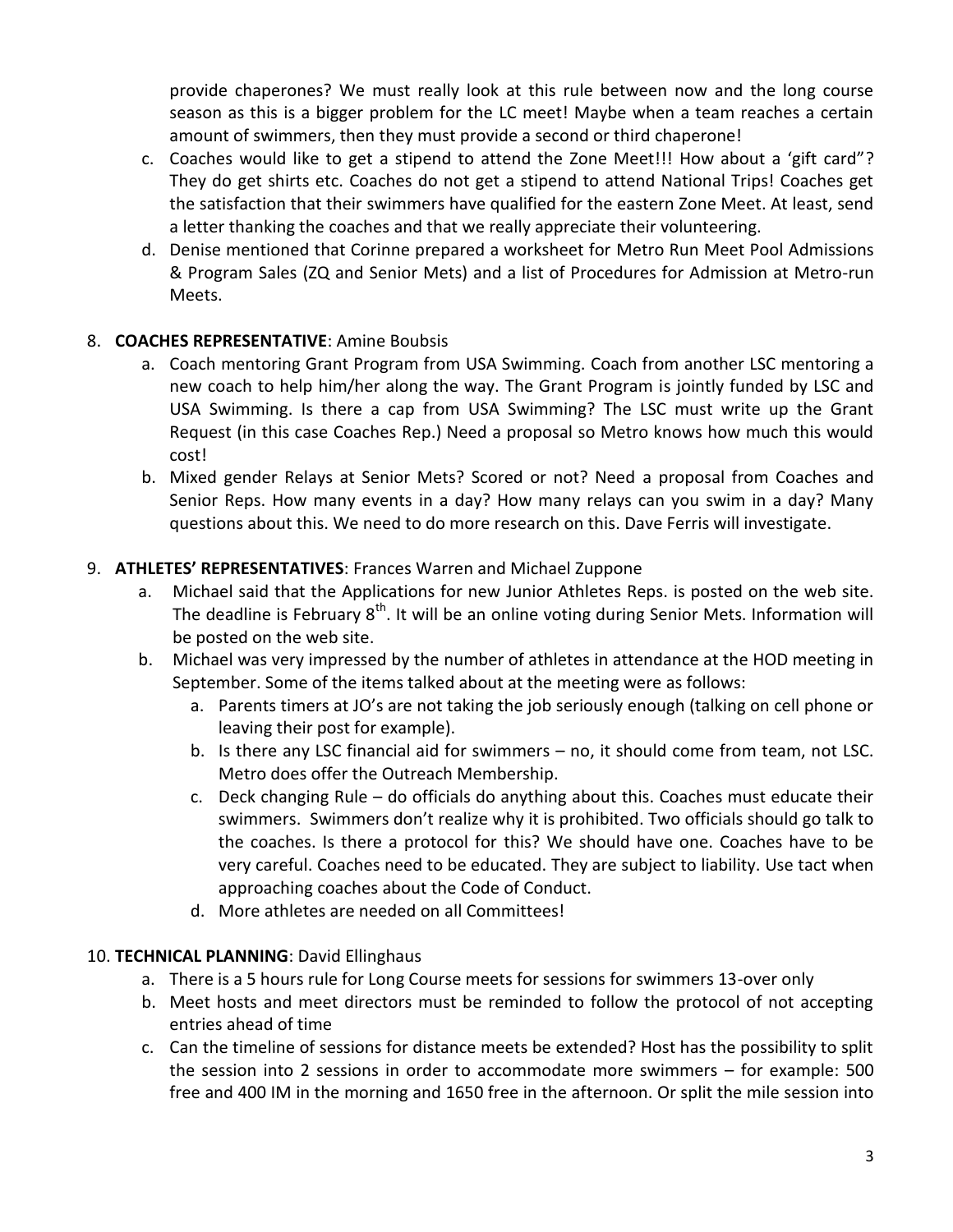provide chaperones? We must really look at this rule between now and the long course season as this is a bigger problem for the LC meet! Maybe when a team reaches a certain amount of swimmers, then they must provide a second or third chaperone!

c. Coaches would like to get a stipend to attend the Zone Meet!!! How about a 'gift card"? They do get shirts etc. Coaches do not get a stipend to attend National Trips! Coaches get the satisfaction that their swimmers have qualified for the eastern Zone Meet. At least, send a letter thanking the coaches and that we really appreciate their volunteering.

d. Denise mentioned that Corinne prepared a worksheet for Metro Run Meet Pool Admissions & Program Sales (ZQ and Senior Mets) and a list of Procedures for Admission at Metro-run Meets.

8. **COACHES REPRESENTATIVE**: Amine Boubsis
   a. Coach mentoring Grant Program from USA Swimming. Coach from another LSC mentoring a new coach to help him/her along the way. The Grant Program is jointly funded by LSC and USA Swimming. Is there a cap from USA Swimming? The LSC must write up the Grant Request (in this case Coaches Rep.) Need a proposal so Metro knows how much this would cost!
   b. Mixed gender Relays at Senior Mets? Scored or not? Need a proposal from Coaches and Senior Reps. How many events in a day? How many relays can you swim in a day? Many questions about this. We need to do more research on this. Dave Ferris will investigate.

9. **ATHLETES' REPRESENTATIVES**: Frances Warren and Michael Zuppone
   a. Michael said that the Applications for new Junior Athletes Reps. is posted on the web site. The deadline is February 8th. It will be an online voting during Senior Mets. Information will be posted on the web site.
   b. Michael was very impressed by the number of athletes in attendance at the HOD meeting in September. Some of the items talked about at the meeting were as follows:
      a. Parents timers at JO's are not taking the job seriously enough (talking on cell phone or leaving their post for example).
      b. Is there any LSC financial aid for swimmers – no, it should come from team, not LSC. Metro does offer the Outreach Membership.
      c. Deck changing Rule – do officials do anything about this. Coaches must educate their swimmers. Swimmers don't realize why it is prohibited. Two officials should go talk to the coaches. Is there a protocol for this? We should have one. Coaches have to be very careful. Coaches need to be educated. They are subject to liability. Use tact when approaching coaches about the Code of Conduct.
      d. More athletes are needed on all Committees!

10. **TECHNICAL PLANNING**: David Ellinghaus
    a. There is a 5 hours rule for Long Course meets for sessions for swimmers 13-over only
    b. Meet hosts and meet directors must be reminded to follow the protocol of not accepting entries ahead of time
    c. Can the timeline of sessions for distance meets be extended? Host has the possibility to split the session into 2 sessions in order to accommodate more swimmers – for example: 500 free and 400 IM in the morning and 1650 free in the afternoon. Or split the mile session into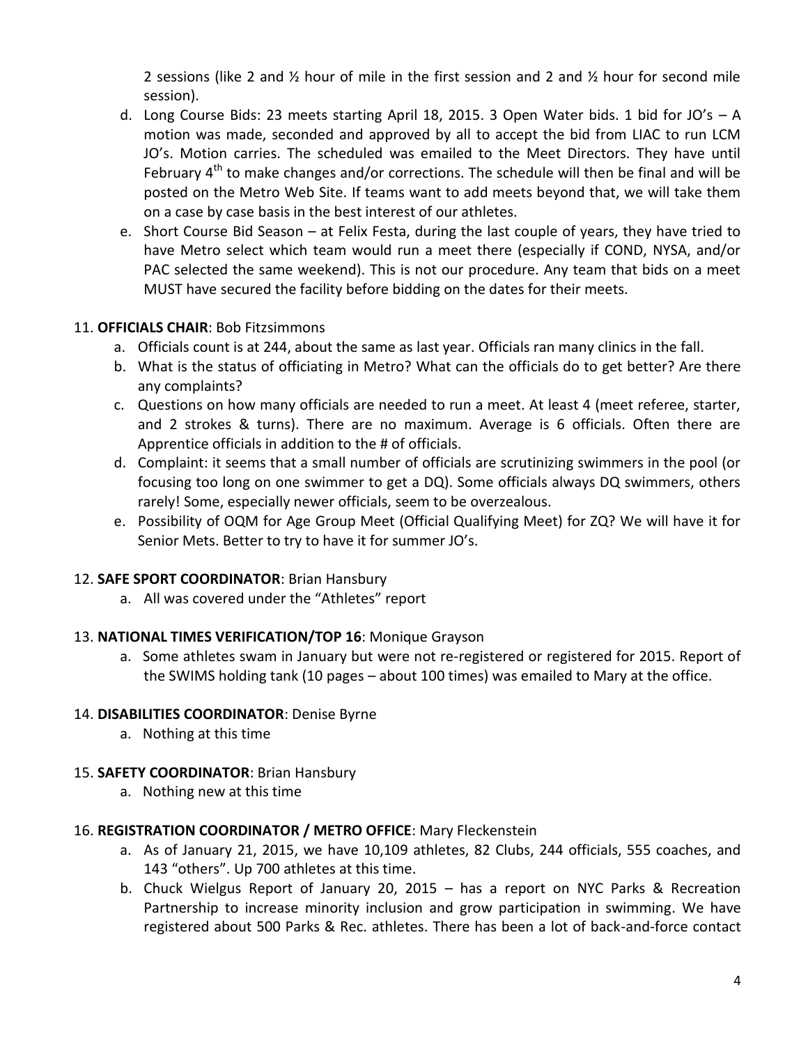2 sessions (like 2 and ½ hour of mile in the first session and 2 and ½ hour for second mile session).

d. Long Course Bids: 23 meets starting April 18, 2015. 3 Open Water bids. 1 bid for JO's – A motion was made, seconded and approved by all to accept the bid from LIAC to run LCM JO's. Motion carries. The scheduled was emailed to the Meet Directors. They have until February 4th to make changes and/or corrections. The schedule will then be final and will be posted on the Metro Web Site. If teams want to add meets beyond that, we will take them on a case by case basis in the best interest of our athletes.

e. Short Course Bid Season – at Felix Festa, during the last couple of years, they have tried to have Metro select which team would run a meet there (especially if COND, NYSA, and/or PAC selected the same weekend). This is not our procedure. Any team that bids on a meet MUST have secured the facility before bidding on the dates for their meets.

11. **OFFICIALS CHAIR**: Bob Fitzsimmons
    a. Officials count is at 244, about the same as last year. Officials ran many clinics in the fall.
    b. What is the status of officiating in Metro? What can the officials do to get better? Are there any complaints?
    c. Questions on how many officials are needed to run a meet. At least 4 (meet referee, starter, and 2 strokes & turns). There are no maximum. Average is 6 officials. Often there are Apprentice officials in addition to the # of officials.
    d. Complaint: it seems that a small number of officials are scrutinizing swimmers in the pool (or focusing too long on one swimmer to get a DQ). Some officials always DQ swimmers, others rarely! Some, especially newer officials, seem to be overzealous.
    e. Possibility of OQM for Age Group Meet (Official Qualifying Meet) for ZQ? We will have it for Senior Mets. Better to try to have it for summer JO's.

12. **SAFE SPORT COORDINATOR**: Brian Hansbury
    a. All was covered under the "Athletes" report

13. **NATIONAL TIMES VERIFICATION/TOP 16**: Monique Grayson
    a. Some athletes swam in January but were not re-registered or registered for 2015. Report of the SWIMS holding tank (10 pages – about 100 times) was emailed to Mary at the office.

14. **DISABILITIES COORDINATOR**: Denise Byrne
    a. Nothing at this time

15. **SAFETY COORDINATOR**: Brian Hansbury
    a. Nothing new at this time

16. **REGISTRATION COORDINATOR / METRO OFFICE**: Mary Fleckenstein
    a. As of January 21, 2015, we have 10,109 athletes, 82 Clubs, 244 officials, 555 coaches, and 143 "others". Up 700 athletes at this time.
    b. Chuck Wielgus Report of January 20, 2015 – has a report on NYC Parks & Recreation Partnership to increase minority inclusion and grow participation in swimming. We have registered about 500 Parks & Rec. athletes. There has been a lot of back-and-force contact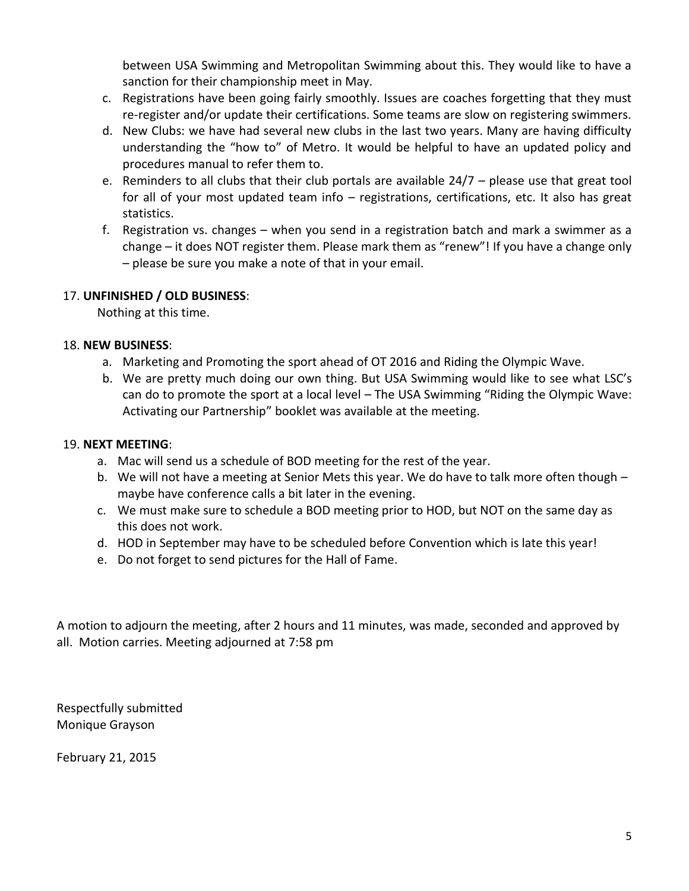between USA Swimming and Metropolitan Swimming about this. They would like to have a sanction for their championship meet in May.

c. Registrations have been going fairly smoothly. Issues are coaches forgetting that they must re-register and/or update their certifications. Some teams are slow on registering swimmers.
d. New Clubs: we have had several new clubs in the last two years. Many are having difficulty understanding the "how to" of Metro. It would be helpful to have an updated policy and procedures manual to refer them to.
e. Reminders to all clubs that their club portals are available 24/7 – please use that great tool for all of your most updated team info – registrations, certifications, etc. It also has great statistics.
f. Registration vs. changes – when you send in a registration batch and mark a swimmer as a change – it does NOT register them. Please mark them as "renew"! If you have a change only – please be sure you make a note of that in your email.

17. **UNFINISHED / OLD BUSINESS**:

    Nothing at this time.

18. **NEW BUSINESS**:
    a. Marketing and Promoting the sport ahead of OT 2016 and Riding the Olympic Wave.
    b. We are pretty much doing our own thing. But USA Swimming would like to see what LSC's can do to promote the sport at a local level – The USA Swimming "Riding the Olympic Wave: Activating our Partnership" booklet was available at the meeting.

19. **NEXT MEETING**:
    a. Mac will send us a schedule of BOD meeting for the rest of the year.
    b. We will not have a meeting at Senior Mets this year. We do have to talk more often though – maybe have conference calls a bit later in the evening.
    c. We must make sure to schedule a BOD meeting prior to HOD, but NOT on the same day as this does not work.
    d. HOD in September may have to be scheduled before Convention which is late this year!
    e. Do not forget to send pictures for the Hall of Fame.

A motion to adjourn the meeting, after 2 hours and 11 minutes, was made, seconded and approved by all. Motion carries. Meeting adjourned at 7:58 pm

Respectfully submitted
Monique Grayson

February 21, 2015